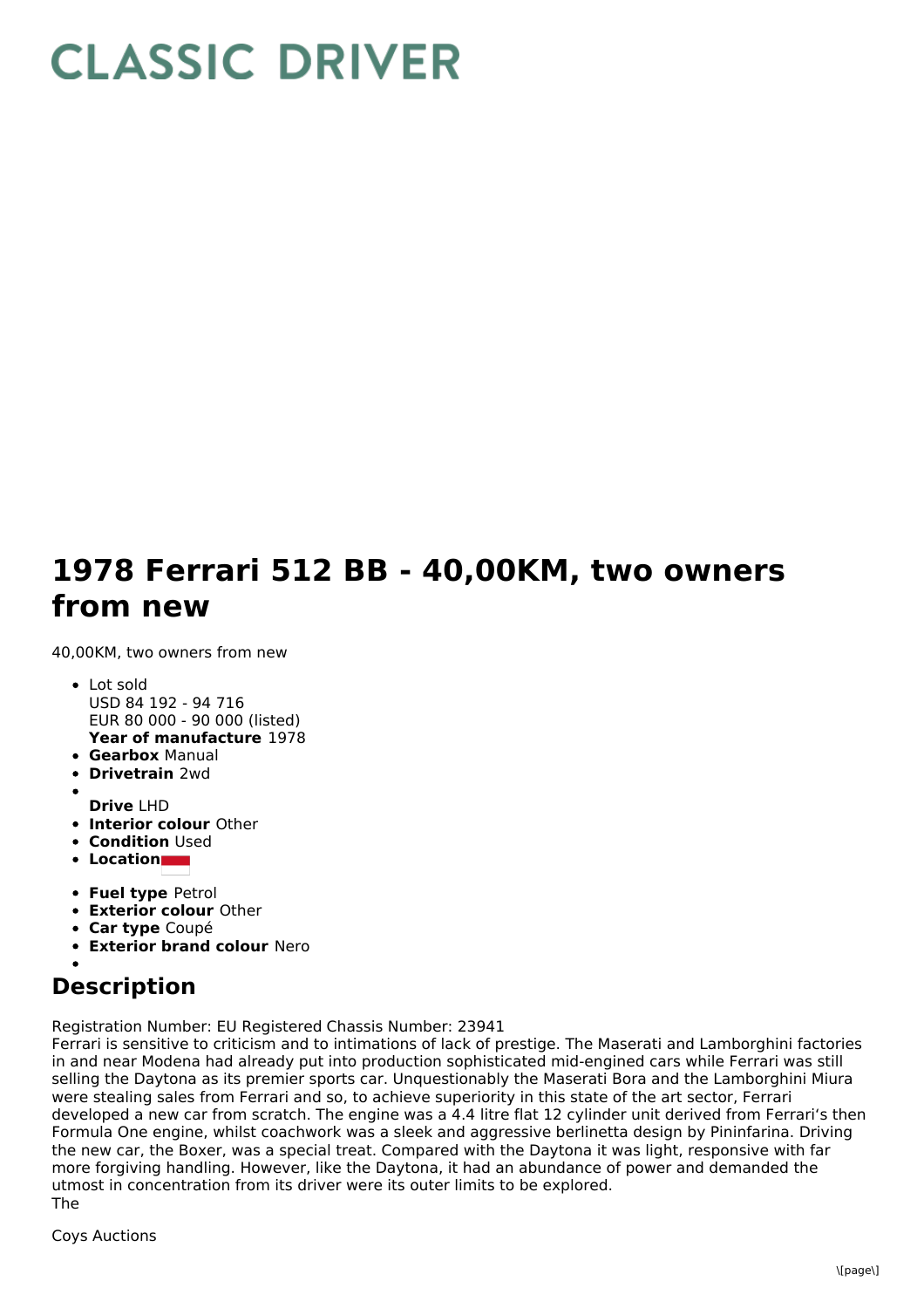# CLASSIC DRIVER

# 1978 Ferrari 512 BB - 40,00KM, two owners from new

40,00KM, two owners from new

- Lot sold  
USD 84 192 - 94 716  
EUR 80 000 - 90 000 (listed)  
**Year of manufacture** 1978
- **Gearbox** Manual
- **Drivetrain** 2wd
- **Drive** LHD
- **Interior colour** Other
- **Condition** Used
- **Location**
- **Fuel type** Petrol
- **Exterior colour** Other
- **Car type** Coupé
- **Exterior brand colour** Nero

## Description

Registration Number: EU Registered Chassis Number: 23941  
Ferrari is sensitive to criticism and to intimations of lack of prestige. The Maserati and Lamborghini factories in and near Modena had already put into production sophisticated mid-engined cars while Ferrari was still selling the Daytona as its premier sports car. Unquestionably the Maserati Bora and the Lamborghini Miura were stealing sales from Ferrari and so, to achieve superiority in this state of the art sector, Ferrari developed a new car from scratch. The engine was a 4.4 litre flat 12 cylinder unit derived from Ferrari's then Formula One engine, whilst coachwork was a sleek and aggressive berlinetta design by Pininfarina. Driving the new car, the Boxer, was a special treat. Compared with the Daytona it was light, responsive with far more forgiving handling. However, like the Daytona, it had an abundance of power and demanded the utmost in concentration from its driver were its outer limits to be explored.  
The

Coys Auctions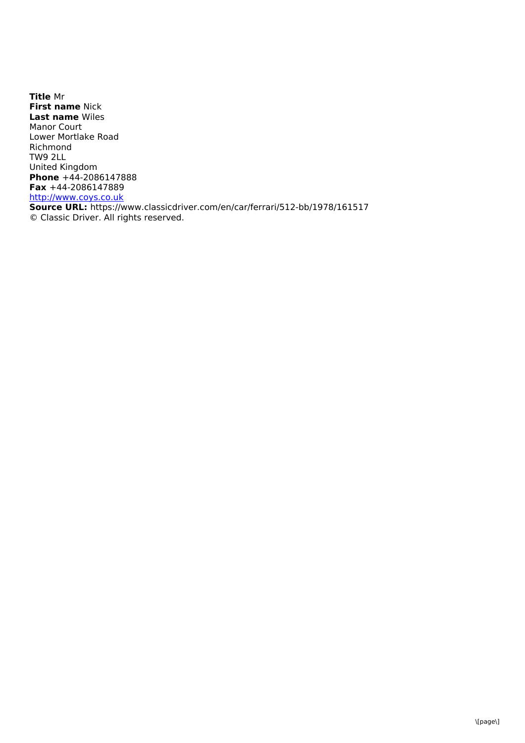**Title** Mr
**First name** Nick
**Last name** Wiles
Manor Court
Lower Mortlake Road
Richmond
TW9 2LL
United Kingdom
**Phone** +44-2086147888
**Fax** +44-2086147889
http://www.coys.co.uk
**Source URL:** https://www.classicdriver.com/en/car/ferrari/512-bb/1978/161517
© Classic Driver. All rights reserved.